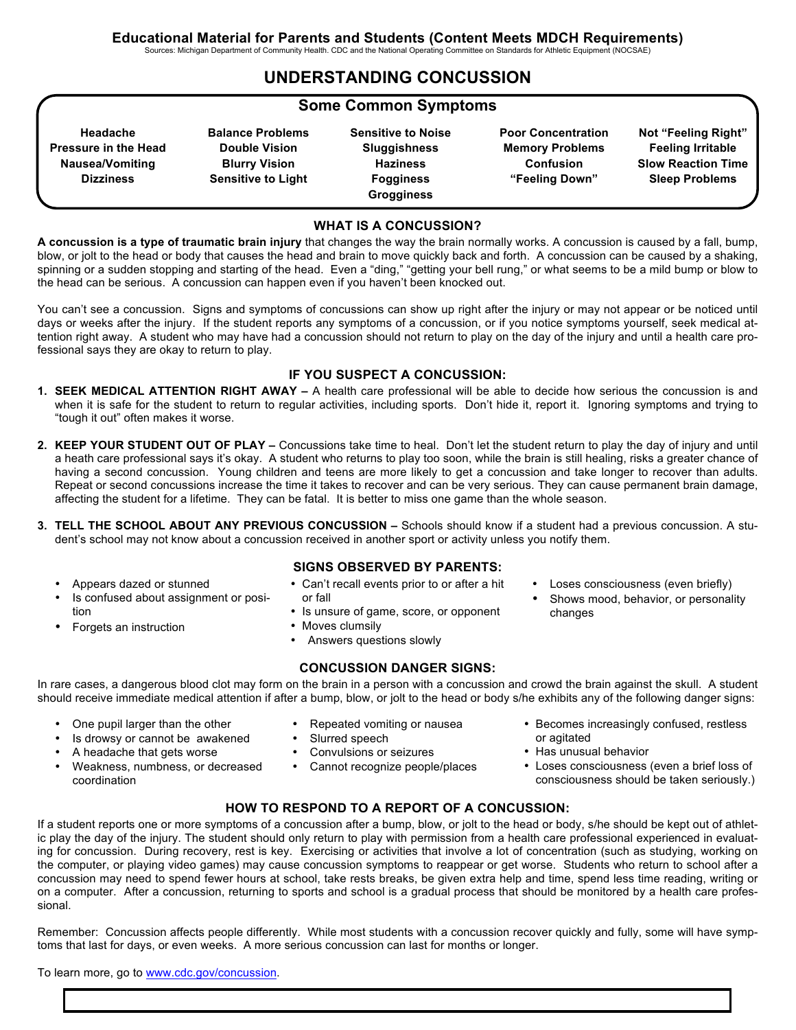**Educational Material for Parents and Students (Content Meets MDCH Requirements)**

Sources: Michigan Department of Community Health. CDC and the National Operating Committee on Standards for Athletic Equipment (NOCSAE)

# UNDERSTANDING CONCUSSION

## Some Common Symptoms

| | | | | |
|---|---|---|---|---|
| **Headache** | **Balance Problems** | **Sensitive to Noise** | **Poor Concentration** | **Not "Feeling Right"** |
| **Pressure in the Head** | **Double Vision** | **Sluggishness** | **Memory Problems** | **Feeling Irritable** |
| **Nausea/Vomiting** | **Blurry Vision** | **Haziness** | **Confusion** | **Slow Reaction Time** |
| **Dizziness** | **Sensitive to Light** | **Fogginess** | **"Feeling Down"** | **Sleep Problems** |
| | | **Grogginess** | | |

## WHAT IS A CONCUSSION?

**A concussion is a type of traumatic brain injury** that changes the way the brain normally works. A concussion is caused by a fall, bump, blow, or jolt to the head or body that causes the head and brain to move quickly back and forth. A concussion can be caused by a shaking, spinning or a sudden stopping and starting of the head. Even a "ding," "getting your bell rung," or what seems to be a mild bump or blow to the head can be serious. A concussion can happen even if you haven't been knocked out.

You can't see a concussion. Signs and symptoms of concussions can show up right after the injury or may not appear or be noticed until days or weeks after the injury. If the student reports any symptoms of a concussion, or if you notice symptoms yourself, seek medical attention right away. A student who may have had a concussion should not return to play on the day of the injury and until a health care professional says they are okay to return to play.

## IF YOU SUSPECT A CONCUSSION:

1. **SEEK MEDICAL ATTENTION RIGHT AWAY –** A health care professional will be able to decide how serious the concussion is and when it is safe for the student to return to regular activities, including sports. Don't hide it, report it. Ignoring symptoms and trying to "tough it out" often makes it worse.

2. **KEEP YOUR STUDENT OUT OF PLAY –** Concussions take time to heal. Don't let the student return to play the day of injury and until a heath care professional says it's okay. A student who returns to play too soon, while the brain is still healing, risks a greater chance of having a second concussion. Young children and teens are more likely to get a concussion and take longer to recover than adults. Repeat or second concussions increase the time it takes to recover and can be very serious. They can cause permanent brain damage, affecting the student for a lifetime. They can be fatal. It is better to miss one game than the whole season.

3. **TELL THE SCHOOL ABOUT ANY PREVIOUS CONCUSSION –** Schools should know if a student had a previous concussion. A student's school may not know about a concussion received in another sport or activity unless you notify them.

## SIGNS OBSERVED BY PARENTS:

- Appears dazed or stunned
- Is confused about assignment or position
- Forgets an instruction
- Can't recall events prior to or after a hit or fall
- Is unsure of game, score, or opponent
- Moves clumsily
- Answers questions slowly
- Loses consciousness (even briefly)
- Shows mood, behavior, or personality changes

## CONCUSSION DANGER SIGNS:

In rare cases, a dangerous blood clot may form on the brain in a person with a concussion and crowd the brain against the skull. A student should receive immediate medical attention if after a bump, blow, or jolt to the head or body s/he exhibits any of the following danger signs:

- One pupil larger than the other
- Is drowsy or cannot be awakened
- A headache that gets worse
- Weakness, numbness, or decreased coordination
- Repeated vomiting or nausea
- Slurred speech
- Convulsions or seizures
- Cannot recognize people/places
- Becomes increasingly confused, restless or agitated
- Has unusual behavior
- Loses consciousness (even a brief loss of consciousness should be taken seriously.)

## HOW TO RESPOND TO A REPORT OF A CONCUSSION:

If a student reports one or more symptoms of a concussion after a bump, blow, or jolt to the head or body, s/he should be kept out of athletic play the day of the injury. The student should only return to play with permission from a health care professional experienced in evaluating for concussion. During recovery, rest is key. Exercising or activities that involve a lot of concentration (such as studying, working on the computer, or playing video games) may cause concussion symptoms to reappear or get worse. Students who return to school after a concussion may need to spend fewer hours at school, take rests breaks, be given extra help and time, spend less time reading, writing or on a computer. After a concussion, returning to sports and school is a gradual process that should be monitored by a health care professional.

Remember: Concussion affects people differently. While most students with a concussion recover quickly and fully, some will have symptoms that last for days, or even weeks. A more serious concussion can last for months or longer.

To learn more, go to [www.cdc.gov/concussion](www.cdc.gov/concussion).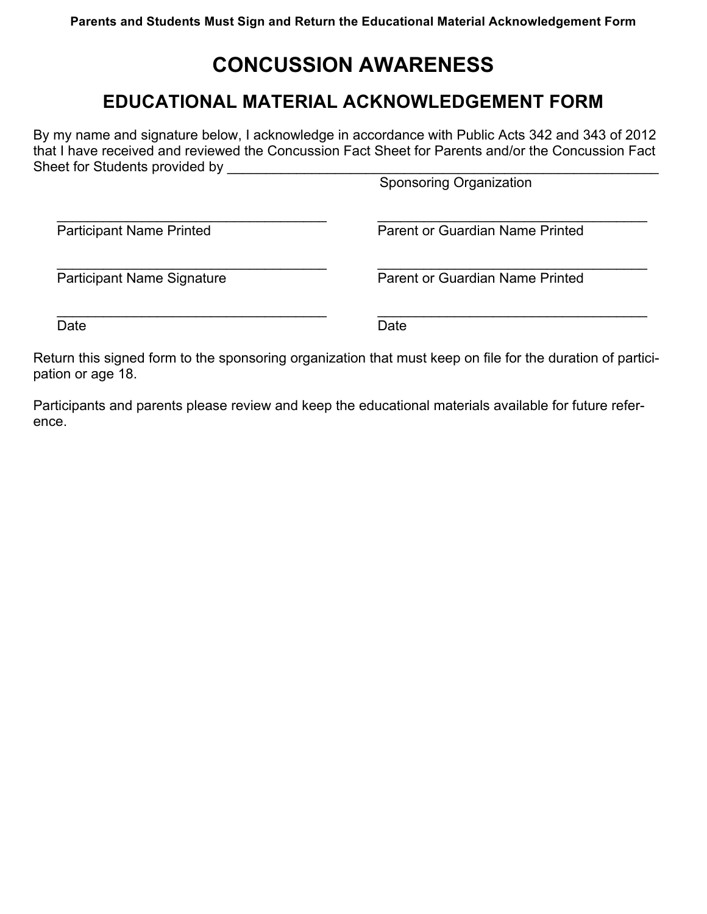**Parents and Students Must Sign and Return the Educational Material Acknowledgement Form**

# CONCUSSION AWARENESS

## EDUCATIONAL MATERIAL ACKNOWLEDGEMENT FORM

By my name and signature below, I acknowledge in accordance with Public Acts 342 and 343 of 2012 that I have received and reviewed the Concussion Fact Sheet for Parents and/or the Concussion Fact Sheet for Students provided by ____________________________________________
Sponsoring Organization

| | |
|---|---|
| ___________________________________ | ___________________________________ |
| Participant Name Printed | Parent or Guardian Name Printed |
| ___________________________________ | ___________________________________ |
| Participant Name Signature | Parent or Guardian Name Printed |
| ___________________________________ | ___________________________________ |
| Date | Date |

Return this signed form to the sponsoring organization that must keep on file for the duration of participation or age 18.

Participants and parents please review and keep the educational materials available for future reference.